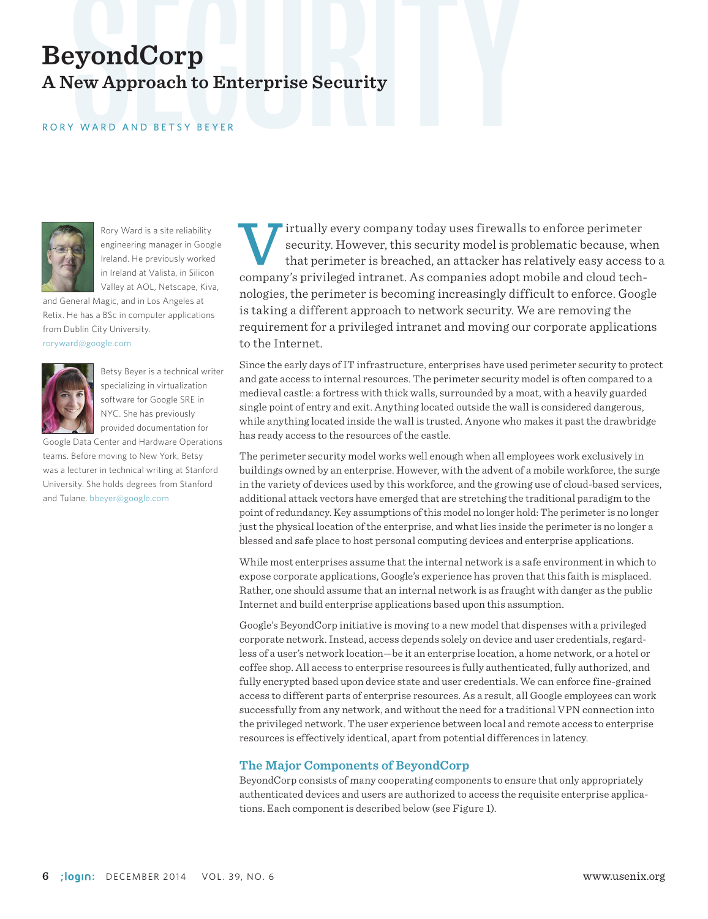# BeyondCorp

## A New Approach to Enterprise Security

RORY WARD AND BETSY BEYER

Rory Ward is a site reliability engineering manager in Google Ireland. He previously worked in Ireland at Valista, in Silicon Valley at AOL, Netscape, Kiva, and General Magic, and in Los Angeles at Retix. He has a BSc in computer applications from Dublin City University. roryward@google.com

Betsy Beyer is a technical writer specializing in virtualization software for Google SRE in NYC. She has previously provided documentation for Google Data Center and Hardware Operations teams. Before moving to New York, Betsy was a lecturer in technical writing at Stanford University. She holds degrees from Stanford and Tulane. bbeyer@google.com

Virtually every company today uses firewalls to enforce perimeter security. However, this security model is problematic because, when that perimeter is breached, an attacker has relatively easy access to a company's privileged intranet. As companies adopt mobile and cloud technologies, the perimeter is becoming increasingly difficult to enforce. Google is taking a different approach to network security. We are removing the requirement for a privileged intranet and moving our corporate applications to the Internet.

Since the early days of IT infrastructure, enterprises have used perimeter security to protect and gate access to internal resources. The perimeter security model is often compared to a medieval castle: a fortress with thick walls, surrounded by a moat, with a heavily guarded single point of entry and exit. Anything located outside the wall is considered dangerous, while anything located inside the wall is trusted. Anyone who makes it past the drawbridge has ready access to the resources of the castle.

The perimeter security model works well enough when all employees work exclusively in buildings owned by an enterprise. However, with the advent of a mobile workforce, the surge in the variety of devices used by this workforce, and the growing use of cloud-based services, additional attack vectors have emerged that are stretching the traditional paradigm to the point of redundancy. Key assumptions of this model no longer hold: The perimeter is no longer just the physical location of the enterprise, and what lies inside the perimeter is no longer a blessed and safe place to host personal computing devices and enterprise applications.

While most enterprises assume that the internal network is a safe environment in which to expose corporate applications, Google's experience has proven that this faith is misplaced. Rather, one should assume that an internal network is as fraught with danger as the public Internet and build enterprise applications based upon this assumption.

Google's BeyondCorp initiative is moving to a new model that dispenses with a privileged corporate network. Instead, access depends solely on device and user credentials, regardless of a user's network location—be it an enterprise location, a home network, or a hotel or coffee shop. All access to enterprise resources is fully authenticated, fully authorized, and fully encrypted based upon device state and user credentials. We can enforce fine-grained access to different parts of enterprise resources. As a result, all Google employees can work successfully from any network, and without the need for a traditional VPN connection into the privileged network. The user experience between local and remote access to enterprise resources is effectively identical, apart from potential differences in latency.

### The Major Components of BeyondCorp

BeyondCorp consists of many cooperating components to ensure that only appropriately authenticated devices and users are authorized to access the requisite enterprise applications. Each component is described below (see Figure 1).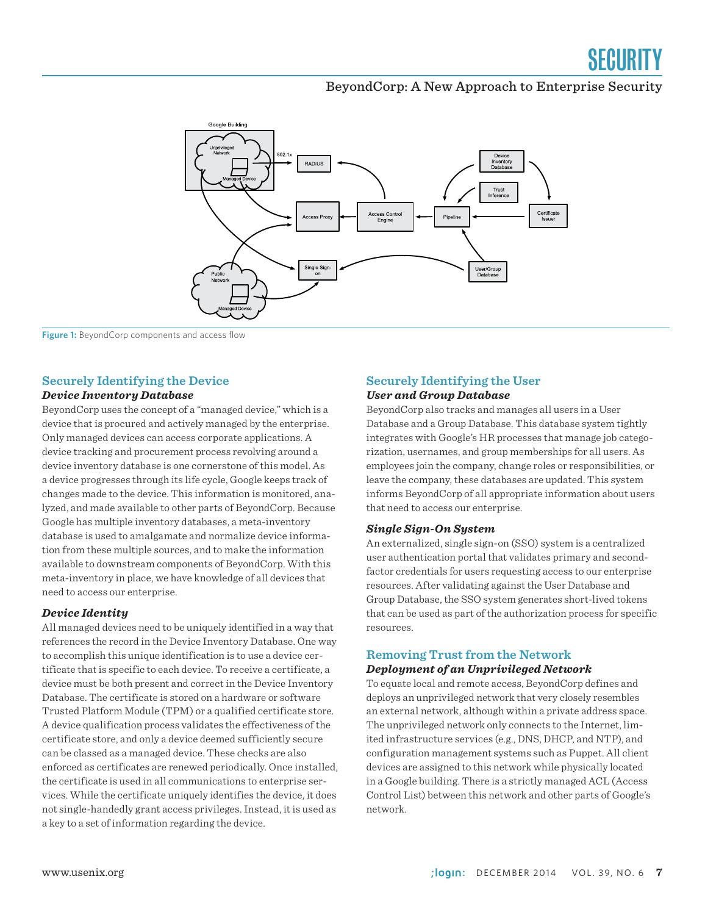Google Building

Unprivileged Network

Managed Device

802.1x

RADIUS

Access Proxy

Access Control Engine

Pipeline

Device Inventory Database

Trust Inference

Certificate Issuer

Single Sign-on

User/Group Database

Public Network

Managed Device

**Figure 1:** BeyondCorp components and access flow

## Securely Identifying the Device

### *Device Inventory Database*

BeyondCorp uses the concept of a "managed device," which is a device that is procured and actively managed by the enterprise. Only managed devices can access corporate applications. A device tracking and procurement process revolving around a device inventory database is one cornerstone of this model. As a device progresses through its life cycle, Google keeps track of changes made to the device. This information is monitored, analyzed, and made available to other parts of BeyondCorp. Because Google has multiple inventory databases, a meta-inventory database is used to amalgamate and normalize device information from these multiple sources, and to make the information available to downstream components of BeyondCorp. With this meta-inventory in place, we have knowledge of all devices that need to access our enterprise.

### *Device Identity*

All managed devices need to be uniquely identified in a way that references the record in the Device Inventory Database. One way to accomplish this unique identification is to use a device certificate that is specific to each device. To receive a certificate, a device must be both present and correct in the Device Inventory Database. The certificate is stored on a hardware or software Trusted Platform Module (TPM) or a qualified certificate store. A device qualification process validates the effectiveness of the certificate store, and only a device deemed sufficiently secure can be classed as a managed device. These checks are also enforced as certificates are renewed periodically. Once installed, the certificate is used in all communications to enterprise services. While the certificate uniquely identifies the device, it does not single-handedly grant access privileges. Instead, it is used as a key to a set of information regarding the device.

## Securely Identifying the User

### *User and Group Database*

BeyondCorp also tracks and manages all users in a User Database and a Group Database. This database system tightly integrates with Google's HR processes that manage job categorization, usernames, and group memberships for all users. As employees join the company, change roles or responsibilities, or leave the company, these databases are updated. This system informs BeyondCorp of all appropriate information about users that need to access our enterprise.

### *Single Sign-On System*

An externalized, single sign-on (SSO) system is a centralized user authentication portal that validates primary and second-factor credentials for users requesting access to our enterprise resources. After validating against the User Database and Group Database, the SSO system generates short-lived tokens that can be used as part of the authorization process for specific resources.

## Removing Trust from the Network

### *Deployment of an Unprivileged Network*

To equate local and remote access, BeyondCorp defines and deploys an unprivileged network that very closely resembles an external network, although within a private address space. The unprivileged network only connects to the Internet, limited infrastructure services (e.g., DNS, DHCP, and NTP), and configuration management systems such as Puppet. All client devices are assigned to this network while physically located in a Google building. There is a strictly managed ACL (Access Control List) between this network and other parts of Google's network.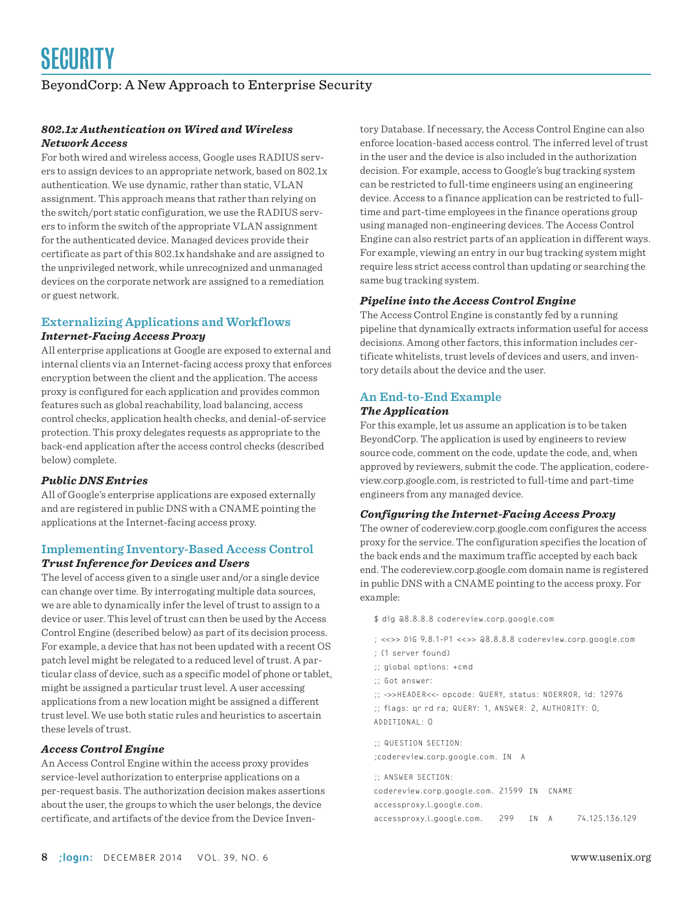### *802.1x Authentication on Wired and Wireless Network Access*

For both wired and wireless access, Google uses RADIUS servers to assign devices to an appropriate network, based on 802.1x authentication. We use dynamic, rather than static, VLAN assignment. This approach means that rather than relying on the switch/port static configuration, we use the RADIUS servers to inform the switch of the appropriate VLAN assignment for the authenticated device. Managed devices provide their certificate as part of this 802.1x handshake and are assigned to the unprivileged network, while unrecognized and unmanaged devices on the corporate network are assigned to a remediation or guest network.

## Externalizing Applications and Workflows

### *Internet-Facing Access Proxy*

All enterprise applications at Google are exposed to external and internal clients via an Internet-facing access proxy that enforces encryption between the client and the application. The access proxy is configured for each application and provides common features such as global reachability, load balancing, access control checks, application health checks, and denial-of-service protection. This proxy delegates requests as appropriate to the back-end application after the access control checks (described below) complete.

### *Public DNS Entries*

All of Google's enterprise applications are exposed externally and are registered in public DNS with a CNAME pointing the applications at the Internet-facing access proxy.

## Implementing Inventory-Based Access Control

### *Trust Inference for Devices and Users*

The level of access given to a single user and/or a single device can change over time. By interrogating multiple data sources, we are able to dynamically infer the level of trust to assign to a device or user. This level of trust can then be used by the Access Control Engine (described below) as part of its decision process. For example, a device that has not been updated with a recent OS patch level might be relegated to a reduced level of trust. A particular class of device, such as a specific model of phone or tablet, might be assigned a particular trust level. A user accessing applications from a new location might be assigned a different trust level. We use both static rules and heuristics to ascertain these levels of trust.

### *Access Control Engine*

An Access Control Engine within the access proxy provides service-level authorization to enterprise applications on a per-request basis. The authorization decision makes assertions about the user, the groups to which the user belongs, the device certificate, and artifacts of the device from the Device Inventory Database. If necessary, the Access Control Engine can also enforce location-based access control. The inferred level of trust in the user and the device is also included in the authorization decision. For example, access to Google's bug tracking system can be restricted to full-time engineers using an engineering device. Access to a finance application can be restricted to full-time and part-time employees in the finance operations group using managed non-engineering devices. The Access Control Engine can also restrict parts of an application in different ways. For example, viewing an entry in our bug tracking system might require less strict access control than updating or searching the same bug tracking system.

### *Pipeline into the Access Control Engine*

The Access Control Engine is constantly fed by a running pipeline that dynamically extracts information useful for access decisions. Among other factors, this information includes certificate whitelists, trust levels of devices and users, and inventory details about the device and the user.

## An End-to-End Example

### *The Application*

For this example, let us assume an application is to be taken BeyondCorp. The application is used by engineers to review source code, comment on the code, update the code, and, when approved by reviewers, submit the code. The application, codereview.corp.google.com, is restricted to full-time and part-time engineers from any managed device.

### *Configuring the Internet-Facing Access Proxy*

The owner of codereview.corp.google.com configures the access proxy for the service. The configuration specifies the location of the back ends and the maximum traffic accepted by each back end. The codereview.corp.google.com domain name is registered in public DNS with a CNAME pointing to the access proxy. For example:

```
$ dig @8.8.8.8 codereview.corp.google.com

; <<>> DiG 9.8.1-P1 <<>> @8.8.8.8 codereview.corp.google.com
; (1 server found)
;; global options: +cmd
;; Got answer:
;; ->>HEADER<<- opcode: QUERY, status: NOERROR, id: 12976
;; flags: qr rd ra; QUERY: 1, ANSWER: 2, AUTHORITY: 0,
ADDITIONAL: 0

;; QUESTION SECTION:
;codereview.corp.google.com. IN  A

;; ANSWER SECTION:
codereview.corp.google.com. 21599 IN  CNAME
accessproxy.l.google.com.
accessproxy.l.google.com.    299   IN  A      74.125.136.129
```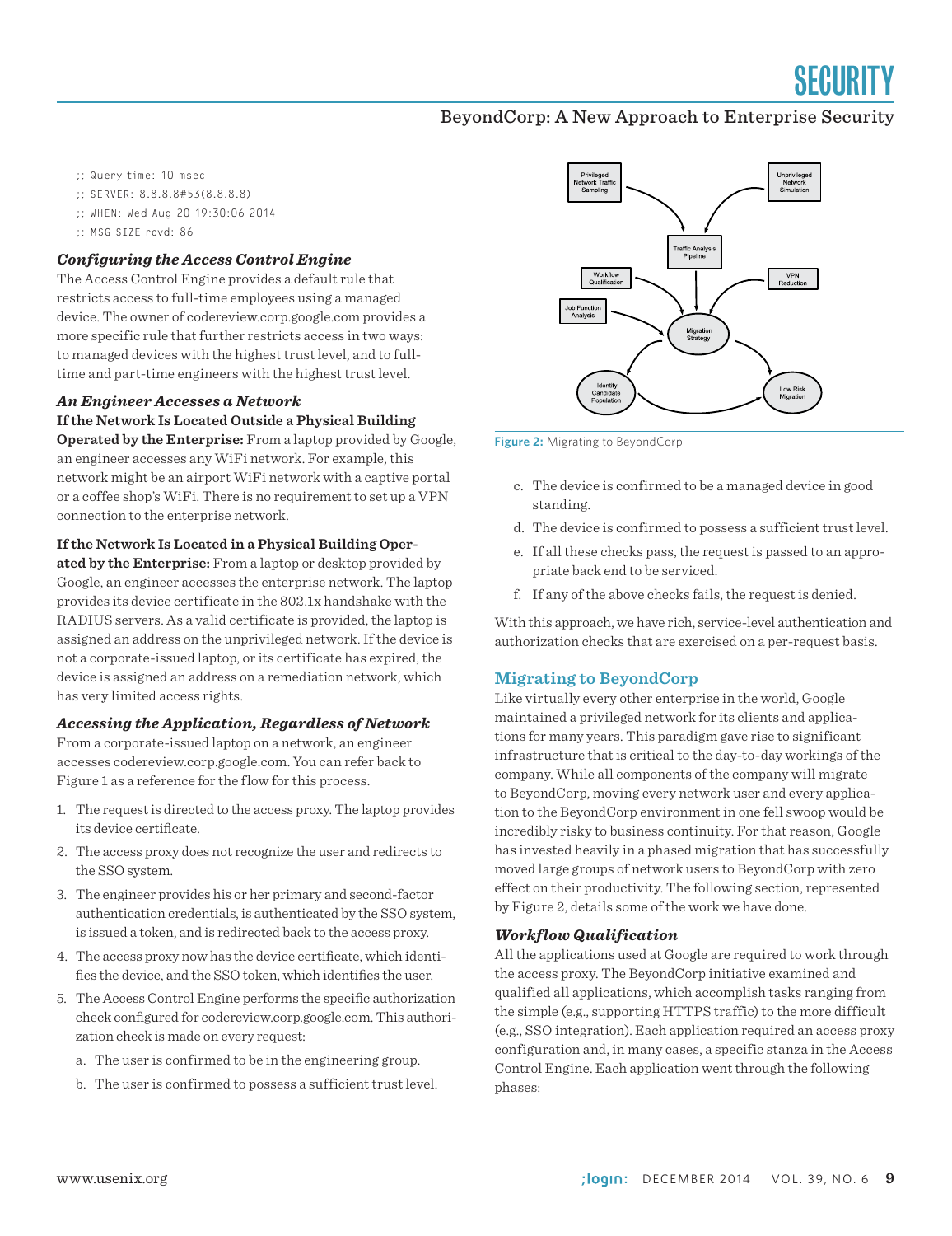```
;; Query time: 10 msec
;; SERVER: 8.8.8.8#53(8.8.8.8)
;; WHEN: Wed Aug 20 19:30:06 2014
;; MSG SIZE rcvd: 86
```

### *Configuring the Access Control Engine*

The Access Control Engine provides a default rule that restricts access to full-time employees using a managed device. The owner of codereview.corp.google.com provides a more specific rule that further restricts access in two ways: to managed devices with the highest trust level, and to full-time and part-time engineers with the highest trust level.

### *An Engineer Accesses a Network*

**If the Network Is Located Outside a Physical Building Operated by the Enterprise:** From a laptop provided by Google, an engineer accesses any WiFi network. For example, this network might be an airport WiFi network with a captive portal or a coffee shop's WiFi. There is no requirement to set up a VPN connection to the enterprise network.

**If the Network Is Located in a Physical Building Operated by the Enterprise:** From a laptop or desktop provided by Google, an engineer accesses the enterprise network. The laptop provides its device certificate in the 802.1x handshake with the RADIUS servers. As a valid certificate is provided, the laptop is assigned an address on the unprivileged network. If the device is not a corporate-issued laptop, or its certificate has expired, the device is assigned an address on a remediation network, which has very limited access rights.

### *Accessing the Application, Regardless of Network*

From a corporate-issued laptop on a network, an engineer accesses codereview.corp.google.com. You can refer back to Figure 1 as a reference for the flow for this process.

1. The request is directed to the access proxy. The laptop provides its device certificate.
2. The access proxy does not recognize the user and redirects to the SSO system.
3. The engineer provides his or her primary and second-factor authentication credentials, is authenticated by the SSO system, is issued a token, and is redirected back to the access proxy.
4. The access proxy now has the device certificate, which identifies the device, and the SSO token, which identifies the user.
5. The Access Control Engine performs the specific authorization check configured for codereview.corp.google.com. This authorization check is made on every request:
   a. The user is confirmed to be in the engineering group.
   b. The user is confirmed to possess a sufficient trust level.
   c. The device is confirmed to be a managed device in good standing.
   d. The device is confirmed to possess a sufficient trust level.
   e. If all these checks pass, the request is passed to an appropriate back end to be serviced.
   f. If any of the above checks fails, the request is denied.

With this approach, we have rich, service-level authentication and authorization checks that are exercised on a per-request basis.

**Figure 2:** Migrating to BeyondCorp

## Migrating to BeyondCorp

Like virtually every other enterprise in the world, Google maintained a privileged network for its clients and applications for many years. This paradigm gave rise to significant infrastructure that is critical to the day-to-day workings of the company. While all components of the company will migrate to BeyondCorp, moving every network user and every application to the BeyondCorp environment in one fell swoop would be incredibly risky to business continuity. For that reason, Google has invested heavily in a phased migration that has successfully moved large groups of network users to BeyondCorp with zero effect on their productivity. The following section, represented by Figure 2, details some of the work we have done.

### *Workflow Qualification*

All the applications used at Google are required to work through the access proxy. The BeyondCorp initiative examined and qualified all applications, which accomplish tasks ranging from the simple (e.g., supporting HTTPS traffic) to the more difficult (e.g., SSO integration). Each application required an access proxy configuration and, in many cases, a specific stanza in the Access Control Engine. Each application went through the following phases: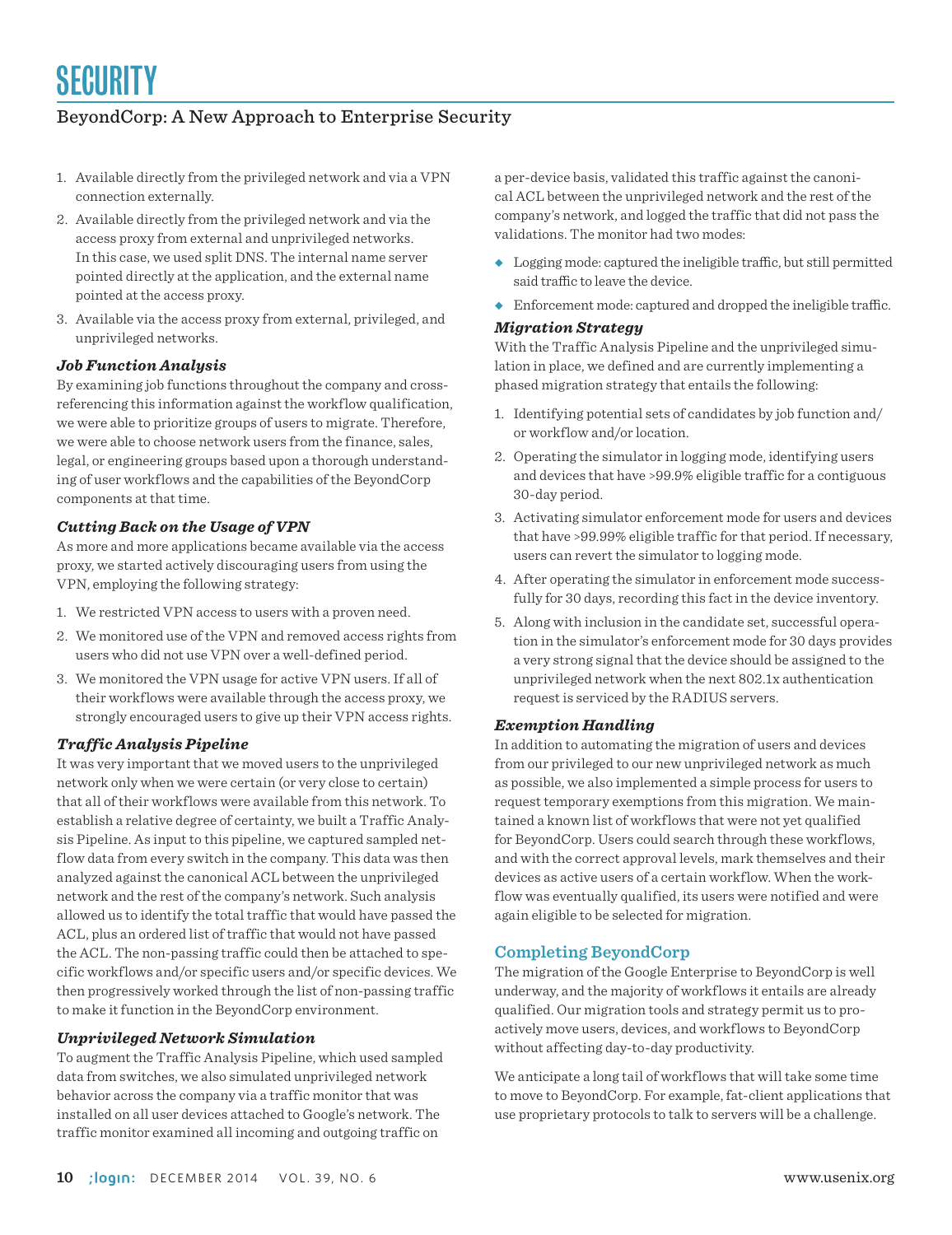1. Available directly from the privileged network and via a VPN connection externally.
2. Available directly from the privileged network and via the access proxy from external and unprivileged networks. In this case, we used split DNS. The internal name server pointed directly at the application, and the external name pointed at the access proxy.
3. Available via the access proxy from external, privileged, and unprivileged networks.

### *Job Function Analysis*

By examining job functions throughout the company and cross-referencing this information against the workflow qualification, we were able to prioritize groups of users to migrate. Therefore, we were able to choose network users from the finance, sales, legal, or engineering groups based upon a thorough understanding of user workflows and the capabilities of the BeyondCorp components at that time.

### *Cutting Back on the Usage of VPN*

As more and more applications became available via the access proxy, we started actively discouraging users from using the VPN, employing the following strategy:

1. We restricted VPN access to users with a proven need.
2. We monitored use of the VPN and removed access rights from users who did not use VPN over a well-defined period.
3. We monitored the VPN usage for active VPN users. If all of their workflows were available through the access proxy, we strongly encouraged users to give up their VPN access rights.

### *Traffic Analysis Pipeline*

It was very important that we moved users to the unprivileged network only when we were certain (or very close to certain) that all of their workflows were available from this network. To establish a relative degree of certainty, we built a Traffic Analysis Pipeline. As input to this pipeline, we captured sampled netflow data from every switch in the company. This data was then analyzed against the canonical ACL between the unprivileged network and the rest of the company's network. Such analysis allowed us to identify the total traffic that would have passed the ACL, plus an ordered list of traffic that would not have passed the ACL. The non-passing traffic could then be attached to specific workflows and/or specific users and/or specific devices. We then progressively worked through the list of non-passing traffic to make it function in the BeyondCorp environment.

### *Unprivileged Network Simulation*

To augment the Traffic Analysis Pipeline, which used sampled data from switches, we also simulated unprivileged network behavior across the company via a traffic monitor that was installed on all user devices attached to Google's network. The traffic monitor examined all incoming and outgoing traffic on a per-device basis, validated this traffic against the canonical ACL between the unprivileged network and the rest of the company's network, and logged the traffic that did not pass the validations. The monitor had two modes:

- Logging mode: captured the ineligible traffic, but still permitted said traffic to leave the device.
- Enforcement mode: captured and dropped the ineligible traffic.

### *Migration Strategy*

With the Traffic Analysis Pipeline and the unprivileged simulation in place, we defined and are currently implementing a phased migration strategy that entails the following:

1. Identifying potential sets of candidates by job function and/or workflow and/or location.
2. Operating the simulator in logging mode, identifying users and devices that have >99.9% eligible traffic for a contiguous 30-day period.
3. Activating simulator enforcement mode for users and devices that have >99.99% eligible traffic for that period. If necessary, users can revert the simulator to logging mode.
4. After operating the simulator in enforcement mode successfully for 30 days, recording this fact in the device inventory.
5. Along with inclusion in the candidate set, successful operation in the simulator's enforcement mode for 30 days provides a very strong signal that the device should be assigned to the unprivileged network when the next 802.1x authentication request is serviced by the RADIUS servers.

### *Exemption Handling*

In addition to automating the migration of users and devices from our privileged to our new unprivileged network as much as possible, we also implemented a simple process for users to request temporary exemptions from this migration. We maintained a known list of workflows that were not yet qualified for BeyondCorp. Users could search through these workflows, and with the correct approval levels, mark themselves and their devices as active users of a certain workflow. When the workflow was eventually qualified, its users were notified and were again eligible to be selected for migration.

## Completing BeyondCorp

The migration of the Google Enterprise to BeyondCorp is well underway, and the majority of workflows it entails are already qualified. Our migration tools and strategy permit us to proactively move users, devices, and workflows to BeyondCorp without affecting day-to-day productivity.

We anticipate a long tail of workflows that will take some time to move to BeyondCorp. For example, fat-client applications that use proprietary protocols to talk to servers will be a challenge.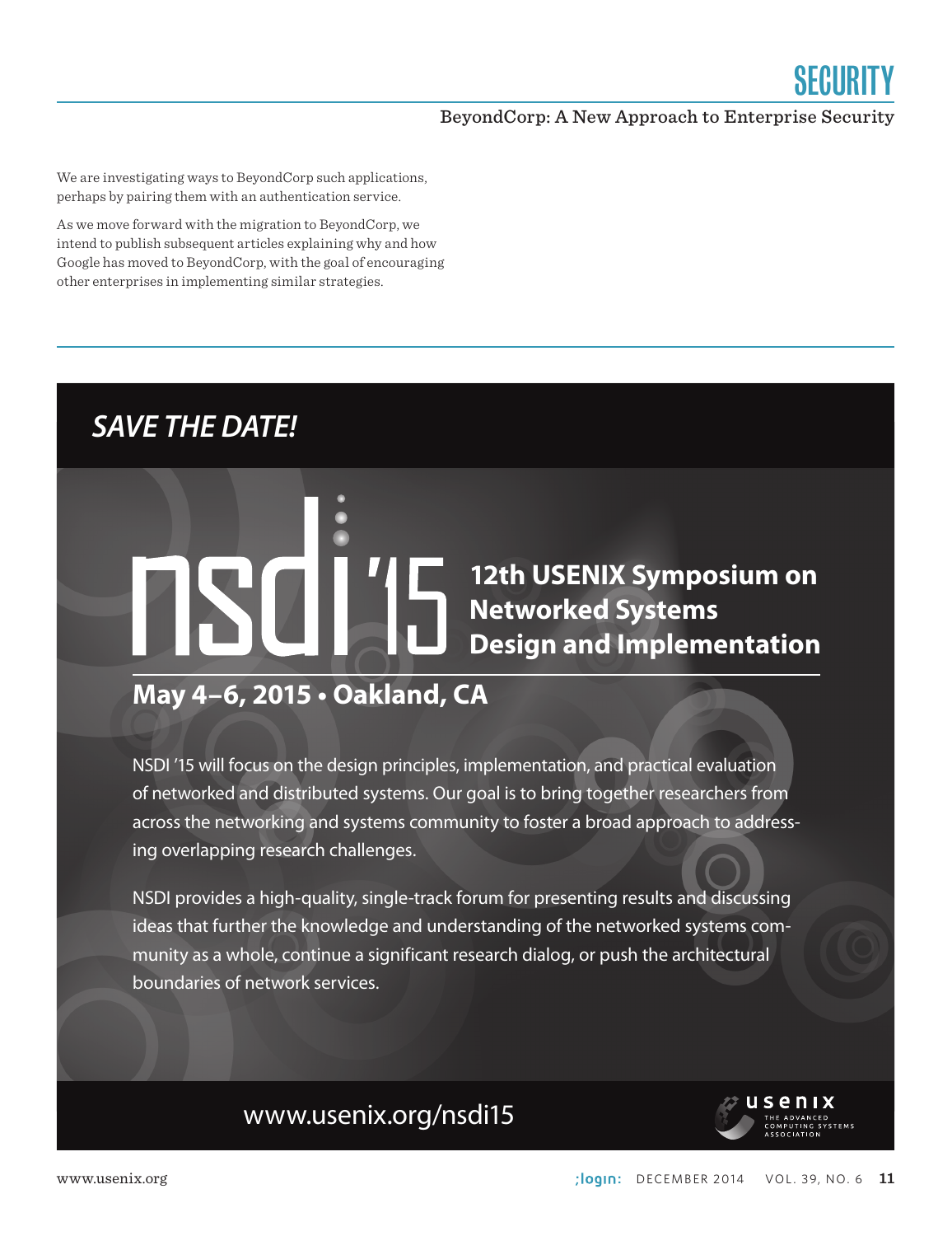We are investigating ways to BeyondCorp such applications, perhaps by pairing them with an authentication service.

As we move forward with the migration to BeyondCorp, we intend to publish subsequent articles explaining why and how Google has moved to BeyondCorp, with the goal of encouraging other enterprises in implementing similar strategies.

---

## *SAVE THE DATE!*

# nsdi '15

### 12th USENIX Symposium on Networked Systems Design and Implementation

### May 4–6, 2015 • Oakland, CA

NSDI '15 will focus on the design principles, implementation, and practical evaluation of networked and distributed systems. Our goal is to bring together researchers from across the networking and systems community to foster a broad approach to addressing overlapping research challenges.

NSDI provides a high-quality, single-track forum for presenting results and discussing ideas that further the knowledge and understanding of the networked systems community as a whole, continue a significant research dialog, or push the architectural boundaries of network services.

www.usenix.org/nsdi15

usenix
THE ADVANCED COMPUTING SYSTEMS ASSOCIATION